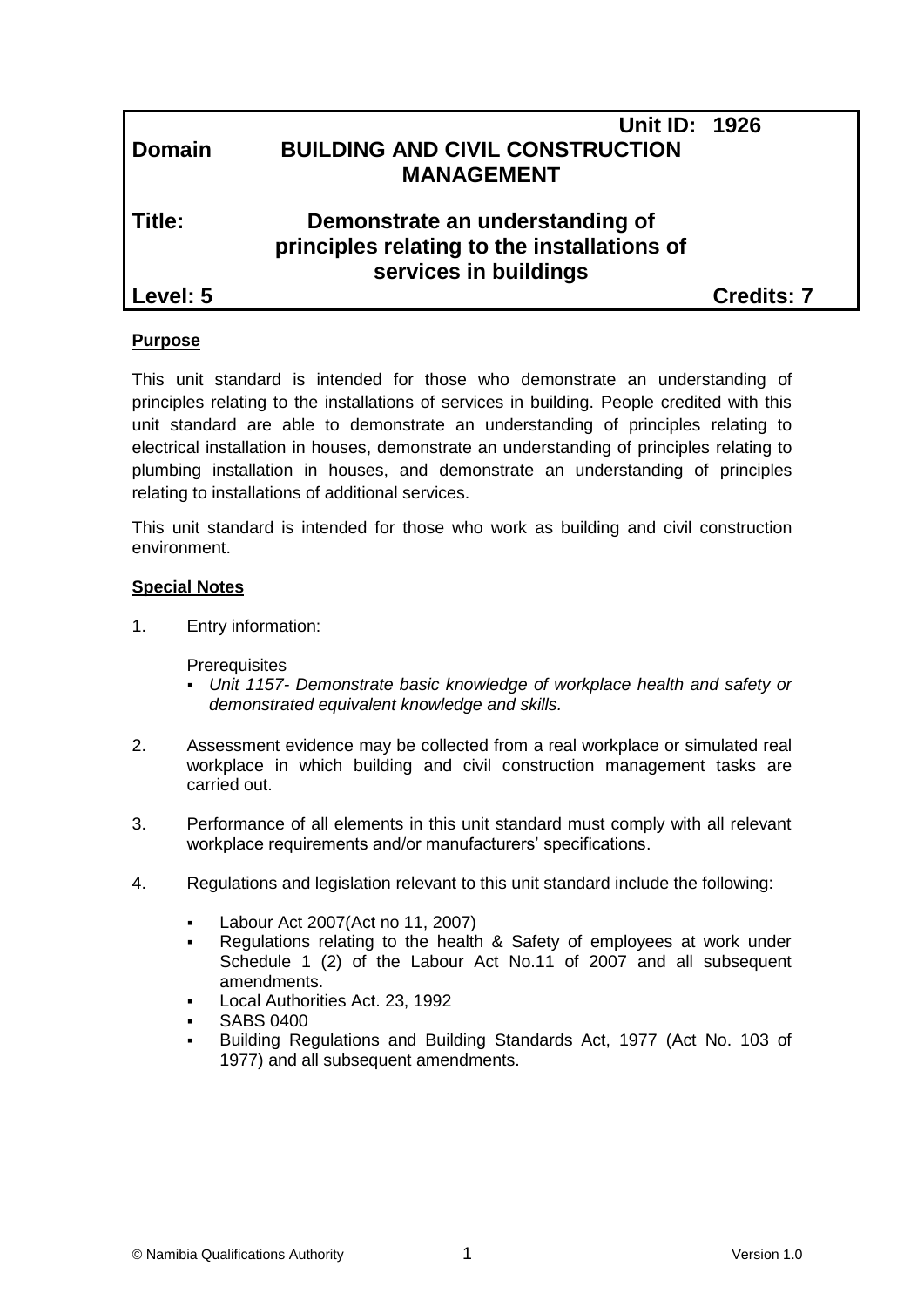| | Unit ID: 1926 |
|---|---|
| **Domain** | **BUILDING AND CIVIL CONSTRUCTION MANAGEMENT** |
| **Title:** | **Demonstrate an understanding of principles relating to the installations of services in buildings** |
| **Level: 5** | **Credits: 7** |

**Purpose**

This unit standard is intended for those who demonstrate an understanding of principles relating to the installations of services in building. People credited with this unit standard are able to demonstrate an understanding of principles relating to electrical installation in houses, demonstrate an understanding of principles relating to plumbing installation in houses, and demonstrate an understanding of principles relating to installations of additional services.

This unit standard is intended for those who work as building and civil construction environment.

**Special Notes**

1. Entry information:

   Prerequisites
   - *Unit 1157- Demonstrate basic knowledge of workplace health and safety or demonstrated equivalent knowledge and skills.*

2. Assessment evidence may be collected from a real workplace or simulated real workplace in which building and civil construction management tasks are carried out.

3. Performance of all elements in this unit standard must comply with all relevant workplace requirements and/or manufacturers' specifications.

4. Regulations and legislation relevant to this unit standard include the following:

   - Labour Act 2007(Act no 11, 2007)
   - Regulations relating to the health & Safety of employees at work under Schedule 1 (2) of the Labour Act No.11 of 2007 and all subsequent amendments.
   - Local Authorities Act. 23, 1992
   - SABS 0400
   - Building Regulations and Building Standards Act, 1977 (Act No. 103 of 1977) and all subsequent amendments.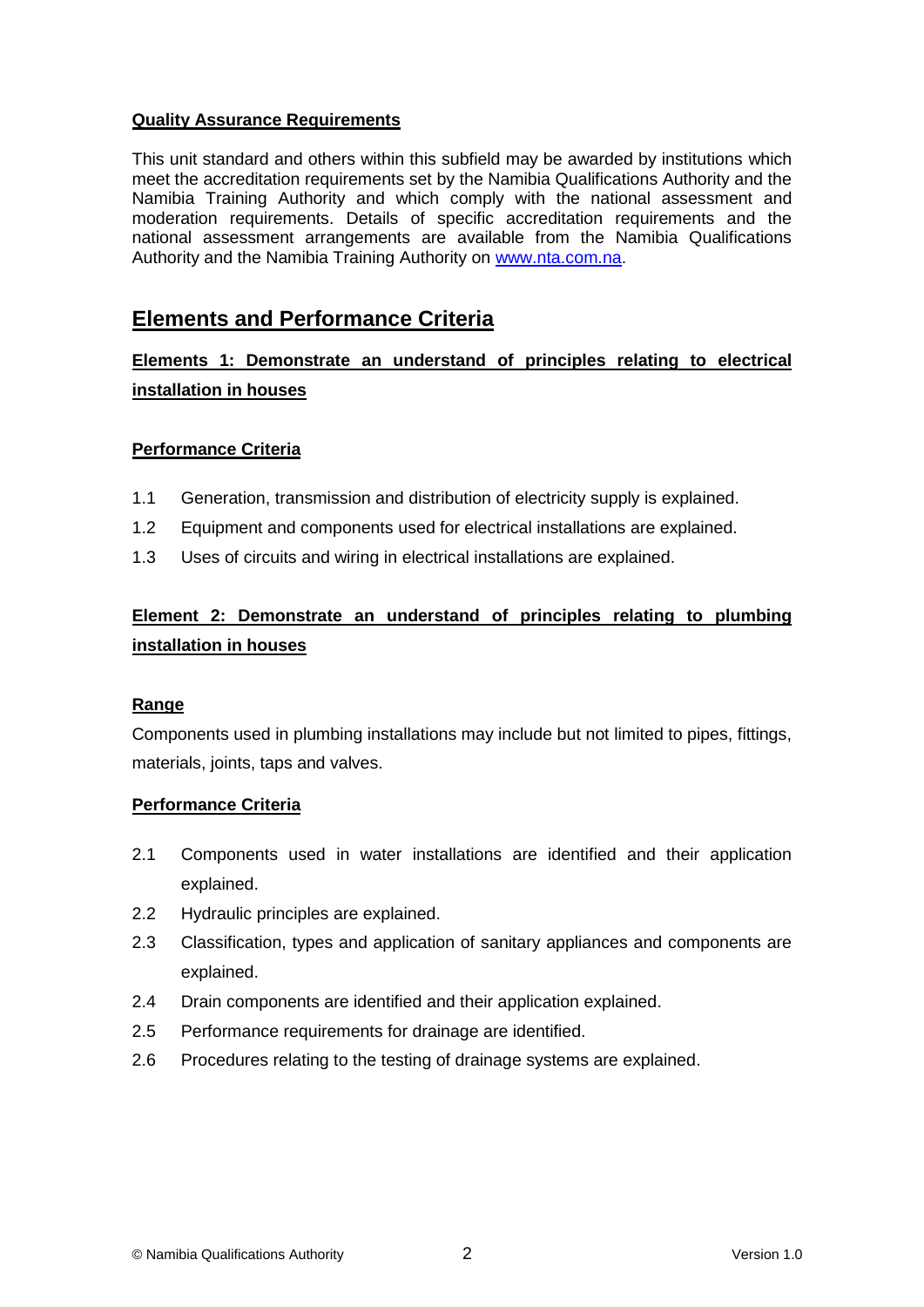**Quality Assurance Requirements**

This unit standard and others within this subfield may be awarded by institutions which meet the accreditation requirements set by the Namibia Qualifications Authority and the Namibia Training Authority and which comply with the national assessment and moderation requirements. Details of specific accreditation requirements and the national assessment arrangements are available from the Namibia Qualifications Authority and the Namibia Training Authority on www.nta.com.na.

## Elements and Performance Criteria

### Elements 1: Demonstrate an understand of principles relating to electrical installation in houses

**Performance Criteria**

1.1 Generation, transmission and distribution of electricity supply is explained.

1.2 Equipment and components used for electrical installations are explained.

1.3 Uses of circuits and wiring in electrical installations are explained.

### Element 2: Demonstrate an understand of principles relating to plumbing installation in houses

**Range**

Components used in plumbing installations may include but not limited to pipes, fittings, materials, joints, taps and valves.

**Performance Criteria**

2.1 Components used in water installations are identified and their application explained.

2.2 Hydraulic principles are explained.

2.3 Classification, types and application of sanitary appliances and components are explained.

2.4 Drain components are identified and their application explained.

2.5 Performance requirements for drainage are identified.

2.6 Procedures relating to the testing of drainage systems are explained.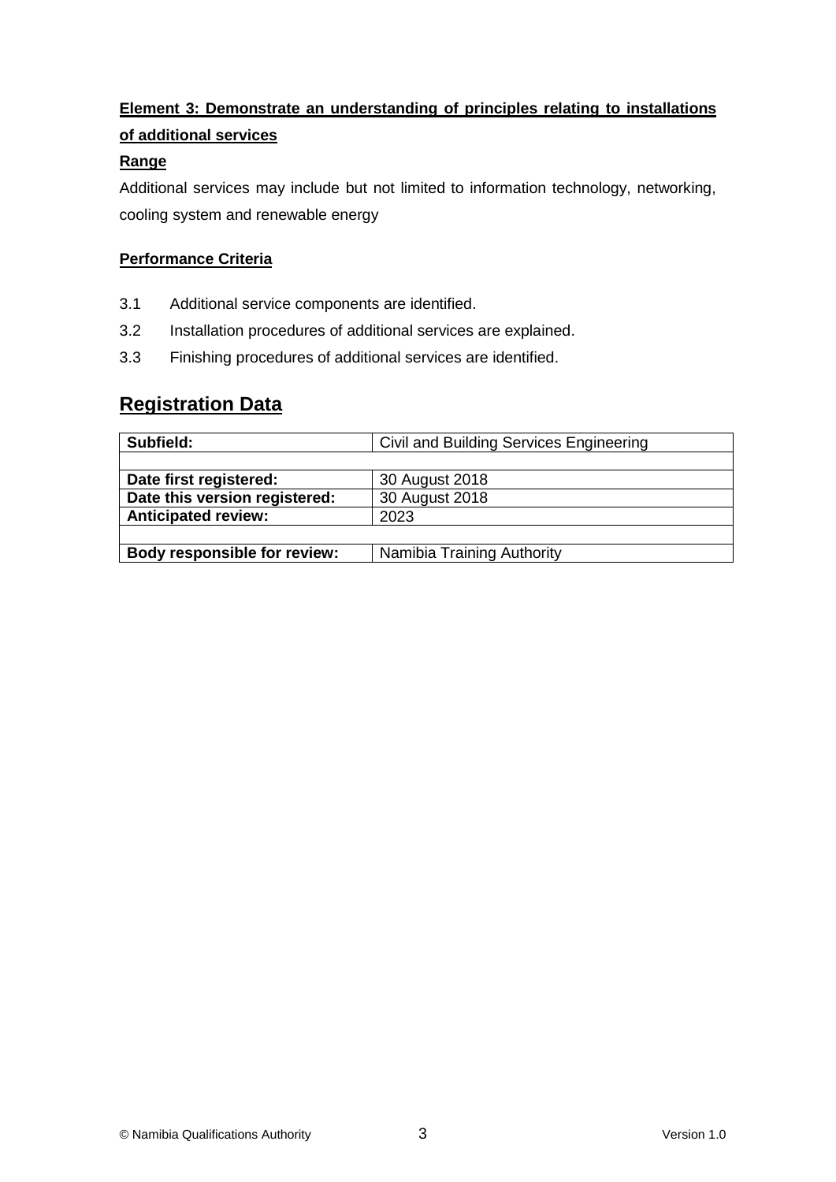**Element 3: Demonstrate an understanding of principles relating to installations of additional services**

**Range**

Additional services may include but not limited to information technology, networking, cooling system and renewable energy

**Performance Criteria**

3.1 Additional service components are identified.

3.2 Installation procedures of additional services are explained.

3.3 Finishing procedures of additional services are identified.

## Registration Data

| | |
|---|---|
| **Subfield:** | Civil and Building Services Engineering |
| | |
| **Date first registered:** | 30 August 2018 |
| **Date this version registered:** | 30 August 2018 |
| **Anticipated review:** | 2023 |
| | |
| **Body responsible for review:** | Namibia Training Authority |